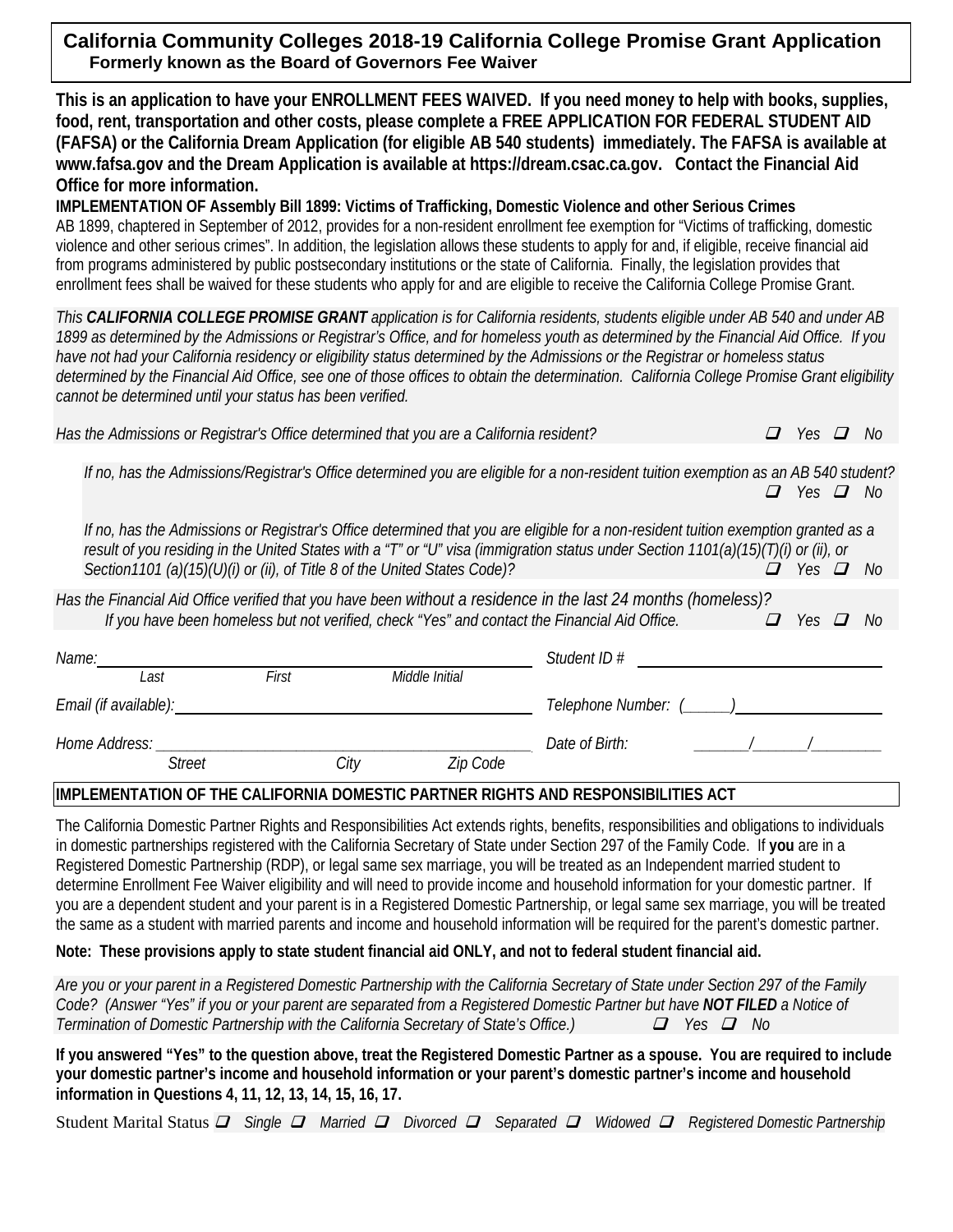# California Community Colleges 2018-19 California College Promise Grant Application

**Formerly known as the Board of Governors Fee Waiver**

**This is an application to have your ENROLLMENT FEES WAIVED. If you need money to help with books, supplies, food, rent, transportation and other costs, please complete a FREE APPLICATION FOR FEDERAL STUDENT AID (FAFSA) or the California Dream Application (for eligible AB 540 students) immediately. The FAFSA is available at www.fafsa.gov and the Dream Application is available at https://dream.csac.ca.gov. Contact the Financial Aid Office for more information.**

**IMPLEMENTATION OF Assembly Bill 1899: Victims of Trafficking, Domestic Violence and other Serious Crimes**

AB 1899, chaptered in September of 2012, provides for a non-resident enrollment fee exemption for "Victims of trafficking, domestic violence and other serious crimes". In addition, the legislation allows these students to apply for and, if eligible, receive financial aid from programs administered by public postsecondary institutions or the state of California. Finally, the legislation provides that enrollment fees shall be waived for these students who apply for and are eligible to receive the California College Promise Grant.

*This **CALIFORNIA COLLEGE PROMISE GRANT** application is for California residents, students eligible under AB 540 and under AB 1899 as determined by the Admissions or Registrar's Office, and for homeless youth as determined by the Financial Aid Office. If you have not had your California residency or eligibility status determined by the Admissions or the Registrar or homeless status determined by the Financial Aid Office, see one of those offices to obtain the determination. California College Promise Grant eligibility cannot be determined until your status has been verified.*

*Has the Admissions or Registrar's Office determined that you are a California resident?* ☐ Yes ☐ No

*If no, has the Admissions/Registrar's Office determined you are eligible for a non-resident tuition exemption as an AB 540 student?* ☐ Yes ☐ No

*If no, has the Admissions or Registrar's Office determined that you are eligible for a non-resident tuition exemption granted as a result of you residing in the United States with a "T" or "U" visa (immigration status under Section 1101(a)(15)(T)(i) or (ii), or Section1101 (a)(15)(U)(i) or (ii), of Title 8 of the United States Code)?* ☐ Yes ☐ No

*Has the Financial Aid Office verified that you have been without a residence in the last 24 months (homeless)?*
*If you have been homeless but not verified, check "Yes" and contact the Financial Aid Office.* ☐ Yes ☐ No

*Name:* ____________________ (*Last* / *First* / *Middle Initial*) *Student ID #* ____________________

*Email (if available):* ____________________ *Telephone Number:* (______)____________________

*Home Address:* ____________________ (*Street* / *City* / *Zip Code*) *Date of Birth:* _______/_______/_________

**IMPLEMENTATION OF THE CALIFORNIA DOMESTIC PARTNER RIGHTS AND RESPONSIBILITIES ACT**

The California Domestic Partner Rights and Responsibilities Act extends rights, benefits, responsibilities and obligations to individuals in domestic partnerships registered with the California Secretary of State under Section 297 of the Family Code. If **you** are in a Registered Domestic Partnership (RDP), or legal same sex marriage, you will be treated as an Independent married student to determine Enrollment Fee Waiver eligibility and will need to provide income and household information for your domestic partner. If you are a dependent student and your parent is in a Registered Domestic Partnership, or legal same sex marriage, you will be treated the same as a student with married parents and income and household information will be required for the parent's domestic partner.

**Note: These provisions apply to state student financial aid ONLY, and not to federal student financial aid.**

*Are you or your parent in a Registered Domestic Partnership with the California Secretary of State under Section 297 of the Family Code? (Answer "Yes" if you or your parent are separated from a Registered Domestic Partner but have **NOT FILED** a Notice of Termination of Domestic Partnership with the California Secretary of State's Office.)* ☐ Yes ☐ No

**If you answered "Yes" to the question above, treat the Registered Domestic Partner as a spouse. You are required to include your domestic partner's income and household information or your parent's domestic partner's income and household information in Questions 4, 11, 12, 13, 14, 15, 16, 17.**

Student Marital Status ☐ *Single* ☐ *Married* ☐ *Divorced* ☐ *Separated* ☐ *Widowed* ☐ *Registered Domestic Partnership*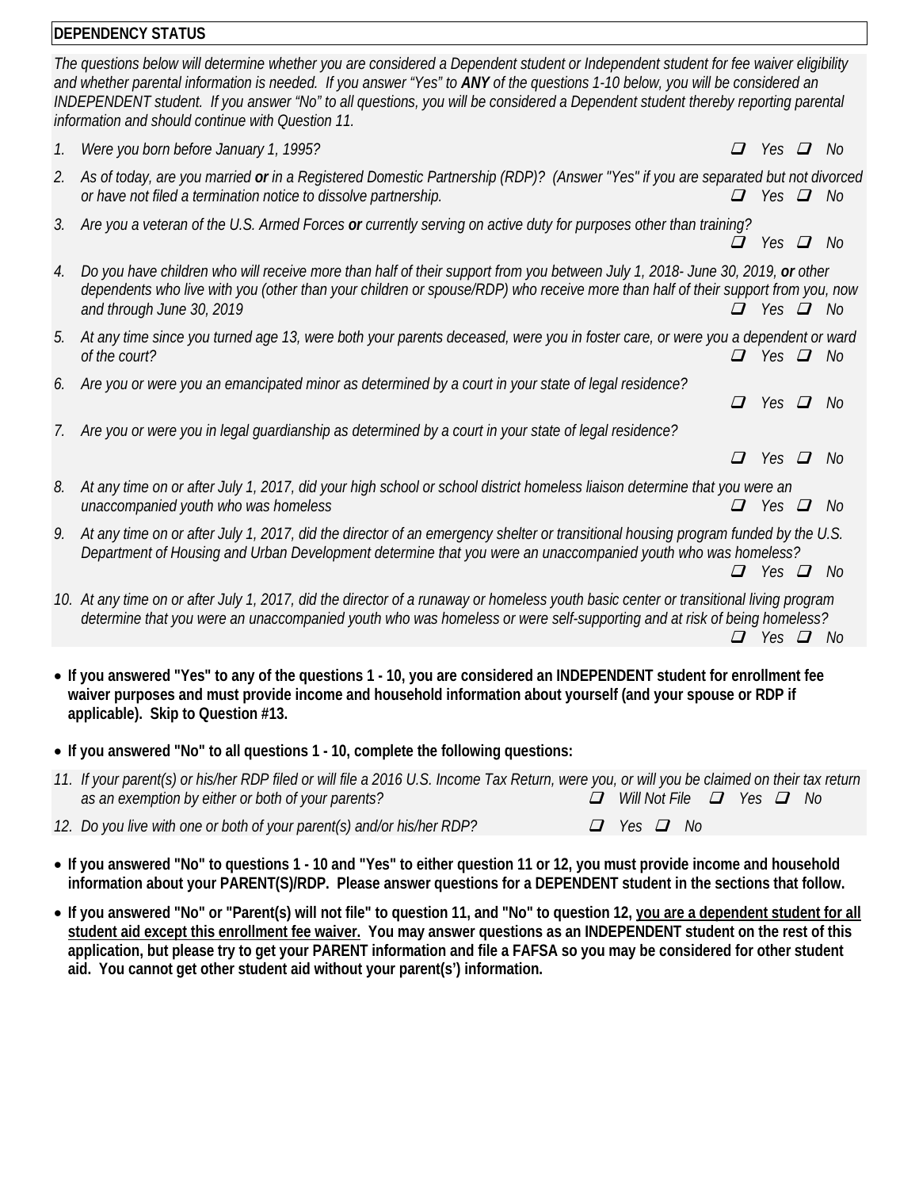## DEPENDENCY STATUS

*The questions below will determine whether you are considered a Dependent student or Independent student for fee waiver eligibility and whether parental information is needed. If you answer "Yes" to **ANY** of the questions 1-10 below, you will be considered an INDEPENDENT student. If you answer "No" to all questions, you will be considered a Dependent student thereby reporting parental information and should continue with Question 11.*

1. *Were you born before January 1, 1995?* ❑ Yes ❑ No
2. *As of today, are you married **or** in a Registered Domestic Partnership (RDP)? (Answer "Yes" if you are separated but not divorced or have not filed a termination notice to dissolve partnership.* ❑ Yes ❑ No
3. *Are you a veteran of the U.S. Armed Forces **or** currently serving on active duty for purposes other than training?* ❑ Yes ❑ No
4. *Do you have children who will receive more than half of their support from you between July 1, 2018- June 30, 2019, **or** other dependents who live with you (other than your children or spouse/RDP) who receive more than half of their support from you, now and through June 30, 2019* ❑ Yes ❑ No
5. *At any time since you turned age 13, were both your parents deceased, were you in foster care, or were you a dependent or ward of the court?* ❑ Yes ❑ No
6. *Are you or were you an emancipated minor as determined by a court in your state of legal residence?* ❑ Yes ❑ No
7. *Are you or were you in legal guardianship as determined by a court in your state of legal residence?* ❑ Yes ❑ No
8. *At any time on or after July 1, 2017, did your high school or school district homeless liaison determine that you were an unaccompanied youth who was homeless* ❑ Yes ❑ No
9. *At any time on or after July 1, 2017, did the director of an emergency shelter or transitional housing program funded by the U.S. Department of Housing and Urban Development determine that you were an unaccompanied youth who was homeless?* ❑ Yes ❑ No
10. *At any time on or after July 1, 2017, did the director of a runaway or homeless youth basic center or transitional living program determine that you were an unaccompanied youth who was homeless or were self-supporting and at risk of being homeless?* ❑ Yes ❑ No

- **If you answered "Yes" to any of the questions 1 - 10, you are considered an INDEPENDENT student for enrollment fee waiver purposes and must provide income and household information about yourself (and your spouse or RDP if applicable). Skip to Question #13.**
- **If you answered "No" to all questions 1 - 10, complete the following questions:**

11. *If your parent(s) or his/her RDP filed or will file a 2016 U.S. Income Tax Return, were you, or will you be claimed on their tax return as an exemption by either or both of your parents?* ❑ Will Not File ❑ Yes ❑ No
12. *Do you live with one or both of your parent(s) and/or his/her RDP?* ❑ Yes ❑ No

- **If you answered "No" to questions 1 - 10 and "Yes" to either question 11 or 12, you must provide income and household information about your PARENT(S)/RDP. Please answer questions for a DEPENDENT student in the sections that follow.**
- **If you answered "No" or "Parent(s) will not file" to question 11, and "No" to question 12, <u>you are a dependent student for all student aid except this enrollment fee waiver.</u> You may answer questions as an INDEPENDENT student on the rest of this application, but please try to get your PARENT information and file a FAFSA so you may be considered for other student aid. You cannot get other student aid without your parent(s') information.**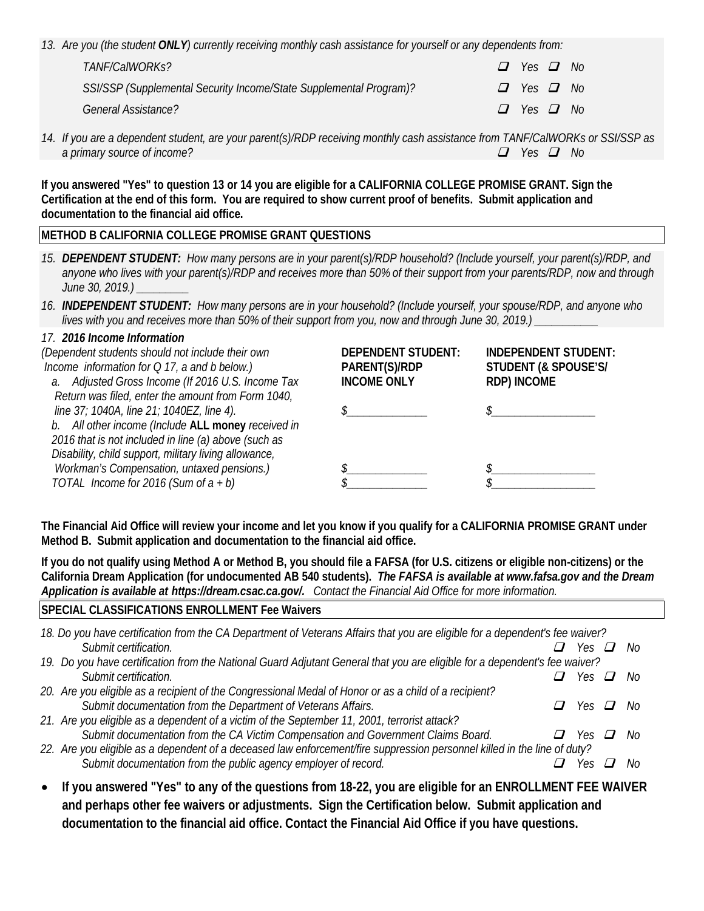*13. Are you (the student* ***ONLY****) currently receiving monthly cash assistance for yourself or any dependents from:*

| | |
|---|---|
| *TANF/CalWORKs?* | ❑ *Yes* ❑ *No* |
| *SSI/SSP (Supplemental Security Income/State Supplemental Program)?* | ❑ *Yes* ❑ *No* |
| *General Assistance?* | ❑ *Yes* ❑ *No* |

*14. If you are a dependent student, are your parent(s)/RDP receiving monthly cash assistance from TANF/CalWORKs or SSI/SSP as a primary source of income?* ❑ *Yes* ❑ *No*

**If you answered "Yes" to question 13 or 14 you are eligible for a CALIFORNIA COLLEGE PROMISE GRANT. Sign the Certification at the end of this form. You are required to show current proof of benefits. Submit application and documentation to the financial aid office.**

## METHOD B CALIFORNIA COLLEGE PROMISE GRANT QUESTIONS

*15.* ***DEPENDENT STUDENT:*** *How many persons are in your parent(s)/RDP household? (Include yourself, your parent(s)/RDP, and anyone who lives with your parent(s)/RDP and receives more than 50% of their support from your parents/RDP, now and through June 30, 2019.) _________*

*16.* ***INDEPENDENT STUDENT:*** *How many persons are in your household? (Include yourself, your spouse/RDP, and anyone who lives with you and receives more than 50% of their support from you, now and through June 30, 2019.) ___________*

*17.* ***2016 Income Information***

| *(Dependent students should not include their own Income information for Q 17, a and b below.)* | **DEPENDENT STUDENT: PARENT(S)/RDP INCOME ONLY** | **INDEPENDENT STUDENT: STUDENT (& SPOUSE'S/ RDP) INCOME** |
|---|---|---|
| *a. Adjusted Gross Income (If 2016 U.S. Income Tax Return was filed, enter the amount from Form 1040, line 37; 1040A, line 21; 1040EZ, line 4).* | $______________ | $__________________ |
| *b. All other income (Include* **ALL money** *received in 2016 that is not included in line (a) above (such as Disability, child support, military living allowance, Workman's Compensation, untaxed pensions.)* | $______________ | $__________________ |
| *TOTAL Income for 2016 (Sum of a + b)* | $______________ | $__________________ |

**The Financial Aid Office will review your income and let you know if you qualify for a CALIFORNIA PROMISE GRANT under Method B. Submit application and documentation to the financial aid office.**

**If you do not qualify using Method A or Method B, you should file a FAFSA (for U.S. citizens or eligible non-citizens) or the California Dream Application (for undocumented AB 540 students).** ***The FAFSA is available at www.fafsa.gov and the Dream Application is available at https://dream.csac.ca.gov/.*** *Contact the Financial Aid Office for more information.*

## SPECIAL CLASSIFICATIONS ENROLLMENT Fee Waivers

*18. Do you have certification from the CA Department of Veterans Affairs that you are eligible for a dependent's fee waiver? Submit certification.* ❑ *Yes* ❑ *No*

*19. Do you have certification from the National Guard Adjutant General that you are eligible for a dependent's fee waiver? Submit certification.* ❑ *Yes* ❑ *No*

*20. Are you eligible as a recipient of the Congressional Medal of Honor or as a child of a recipient? Submit documentation from the Department of Veterans Affairs.* ❑ *Yes* ❑ *No*

*21. Are you eligible as a dependent of a victim of the September 11, 2001, terrorist attack? Submit documentation from the CA Victim Compensation and Government Claims Board.* ❑ *Yes* ❑ *No*

*22. Are you eligible as a dependent of a deceased law enforcement/fire suppression personnel killed in the line of duty? Submit documentation from the public agency employer of record.* ❑ *Yes* ❑ *No*

- **If you answered "Yes" to any of the questions from 18-22, you are eligible for an ENROLLMENT FEE WAIVER and perhaps other fee waivers or adjustments. Sign the Certification below. Submit application and documentation to the financial aid office. Contact the Financial Aid Office if you have questions.**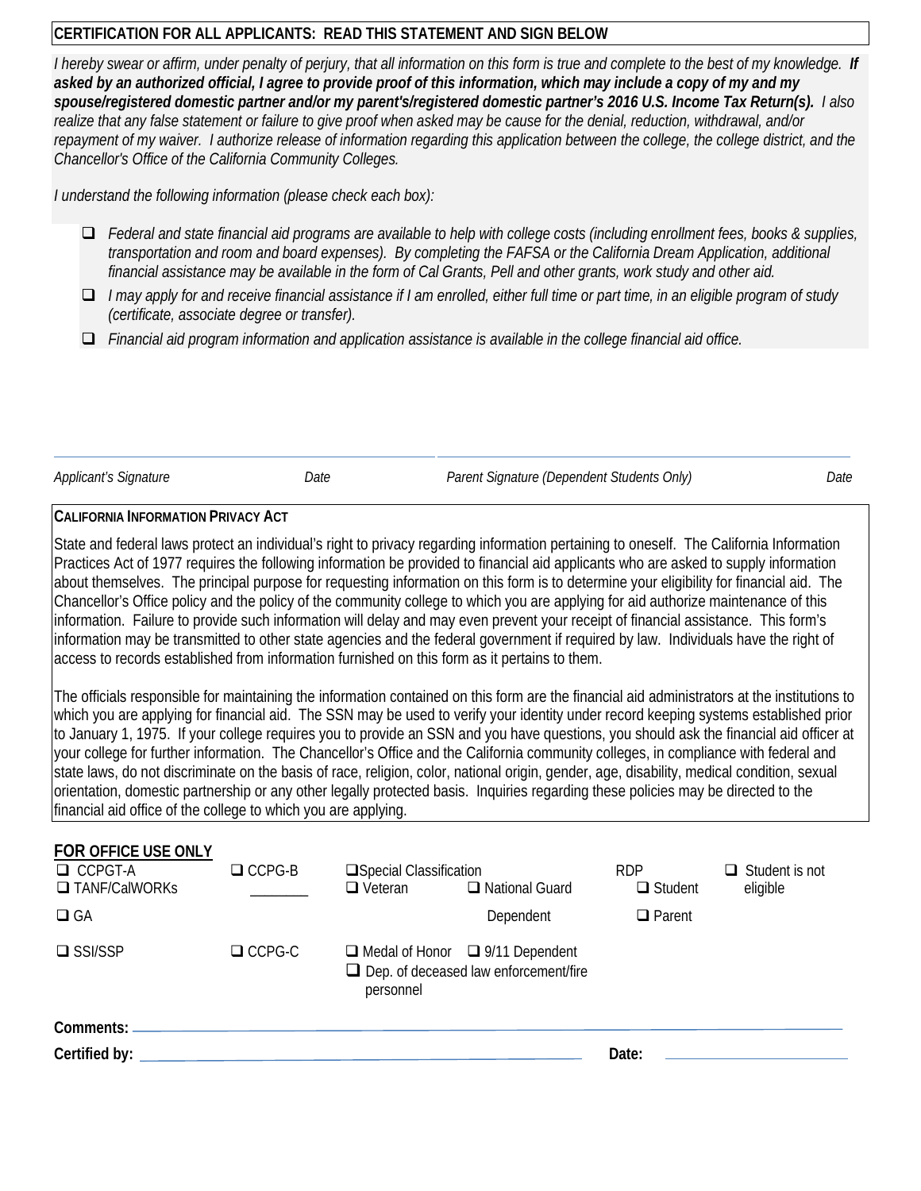**CERTIFICATION FOR ALL APPLICANTS: READ THIS STATEMENT AND SIGN BELOW**

*I hereby swear or affirm, under penalty of perjury, that all information on this form is true and complete to the best of my knowledge.* ***If asked by an authorized official, I agree to provide proof of this information, which may include a copy of my and my spouse/registered domestic partner and/or my parent's/registered domestic partner's 2016 U.S. Income Tax Return(s).*** *I also realize that any false statement or failure to give proof when asked may be cause for the denial, reduction, withdrawal, and/or repayment of my waiver. I authorize release of information regarding this application between the college, the college district, and the Chancellor's Office of the California Community Colleges.*

*I understand the following information (please check each box):*

- ❑ *Federal and state financial aid programs are available to help with college costs (including enrollment fees, books & supplies, transportation and room and board expenses). By completing the FAFSA or the California Dream Application, additional financial assistance may be available in the form of Cal Grants, Pell and other grants, work study and other aid.*
- ❑ *I may apply for and receive financial assistance if I am enrolled, either full time or part time, in an eligible program of study (certificate, associate degree or transfer).*
- ❑ *Financial aid program information and application assistance is available in the college financial aid office.*

| *Applicant's Signature* | *Date* | *Parent Signature (Dependent Students Only)* | *Date* |
|---|---|---|---|

**CALIFORNIA INFORMATION PRIVACY ACT**

State and federal laws protect an individual's right to privacy regarding information pertaining to oneself. The California Information Practices Act of 1977 requires the following information be provided to financial aid applicants who are asked to supply information about themselves. The principal purpose for requesting information on this form is to determine your eligibility for financial aid. The Chancellor's Office policy and the policy of the community college to which you are applying for aid authorize maintenance of this information. Failure to provide such information will delay and may even prevent your receipt of financial assistance. This form's information may be transmitted to other state agencies and the federal government if required by law. Individuals have the right of access to records established from information furnished on this form as it pertains to them.

The officials responsible for maintaining the information contained on this form are the financial aid administrators at the institutions to which you are applying for financial aid. The SSN may be used to verify your identity under record keeping systems established prior to January 1, 1975. If your college requires you to provide an SSN and you have questions, you should ask the financial aid officer at your college for further information. The Chancellor's Office and the California community colleges, in compliance with federal and state laws, do not discriminate on the basis of race, religion, color, national origin, gender, age, disability, medical condition, sexual orientation, domestic partnership or any other legally protected basis. Inquiries regarding these policies may be directed to the financial aid office of the college to which you are applying.

**FOR OFFICE USE ONLY**

| | | | | | |
|---|---|---|---|---|---|
| ❑ CCPGT-A | ❑ CCPG-B | ❑ Special Classification | | RDP | ❑ Student is not eligible |
| ❑ TANF/CalWORKs | ________ | ❑ Veteran | ❑ National Guard Dependent | ❑ Student | |
| ❑ GA | | | | ❑ Parent | |
| ❑ SSI/SSP | ❑ CCPG-C | ❑ Medal of Honor | ❑ 9/11 Dependent | | |
| | | ❑ Dep. of deceased law enforcement/fire personnel | | | |

**Comments:** ______________________________

**Certified by:** ______________________________ **Date:** ______________